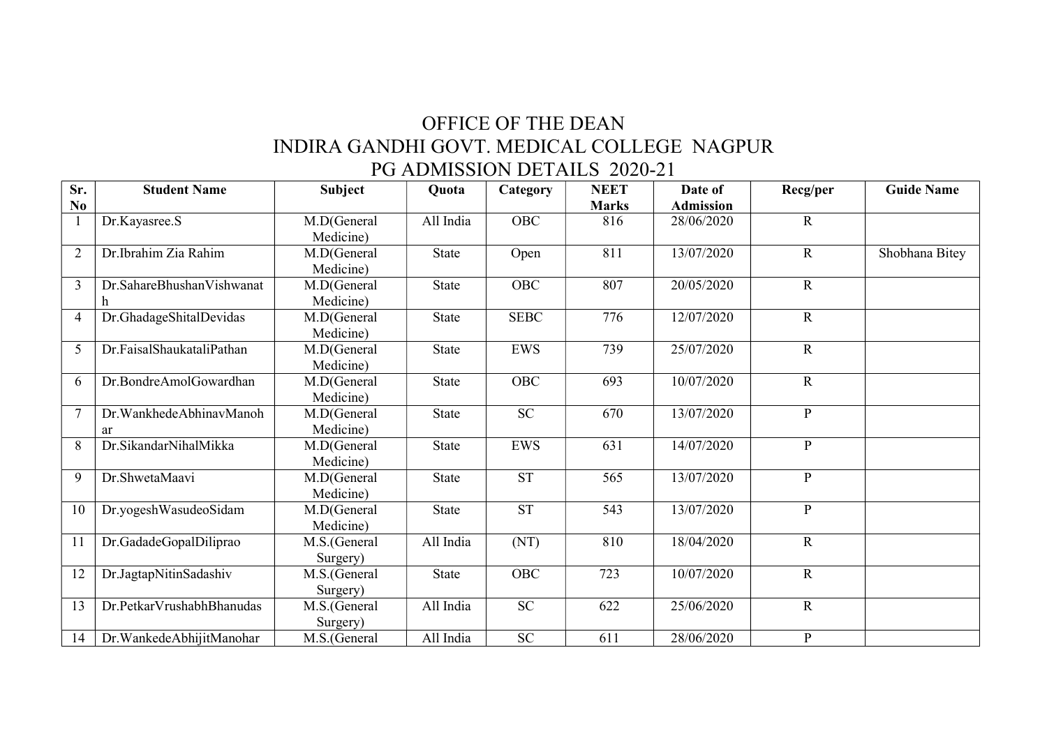# OFFICE OF THE DEAN
# INDIRA GANDHI GOVT. MEDICAL COLLEGE NAGPUR
## PG ADMISSION DETAILS 2020-21

| Sr. No | Student Name | Subject | Quota | Category | NEET Marks | Date of Admission | Recg/per | Guide Name |
|---|---|---|---|---|---|---|---|---|
| 1 | Dr.Kayasree.S | M.D(General Medicine) | All India | OBC | 816 | 28/06/2020 | R | |
| 2 | Dr.Ibrahim Zia Rahim | M.D(General Medicine) | State | Open | 811 | 13/07/2020 | R | Shobhana Bitey |
| 3 | Dr.SahareBhushanVishwanath | M.D(General Medicine) | State | OBC | 807 | 20/05/2020 | R | |
| 4 | Dr.GhadageShitalDevidas | M.D(General Medicine) | State | SEBC | 776 | 12/07/2020 | R | |
| 5 | Dr.FaisalShaukataliPathan | M.D(General Medicine) | State | EWS | 739 | 25/07/2020 | R | |
| 6 | Dr.BondreAmolGowardhan | M.D(General Medicine) | State | OBC | 693 | 10/07/2020 | R | |
| 7 | Dr.WankhedeAbhinavManohar | M.D(General Medicine) | State | SC | 670 | 13/07/2020 | P | |
| 8 | Dr.SikandarNihalMikka | M.D(General Medicine) | State | EWS | 631 | 14/07/2020 | P | |
| 9 | Dr.ShwetaMaavi | M.D(General Medicine) | State | ST | 565 | 13/07/2020 | P | |
| 10 | Dr.yogeshWasudeoSidam | M.D(General Medicine) | State | ST | 543 | 13/07/2020 | P | |
| 11 | Dr.GadadeGopalDiliprao | M.S.(General Surgery) | All India | (NT) | 810 | 18/04/2020 | R | |
| 12 | Dr.JagtapNitinSadashiv | M.S.(General Surgery) | State | OBC | 723 | 10/07/2020 | R | |
| 13 | Dr.PetkarVrushabhBhanudas | M.S.(General Surgery) | All India | SC | 622 | 25/06/2020 | R | |
| 14 | Dr.WankedeAbhijitManohar | M.S.(General | All India | SC | 611 | 28/06/2020 | P | |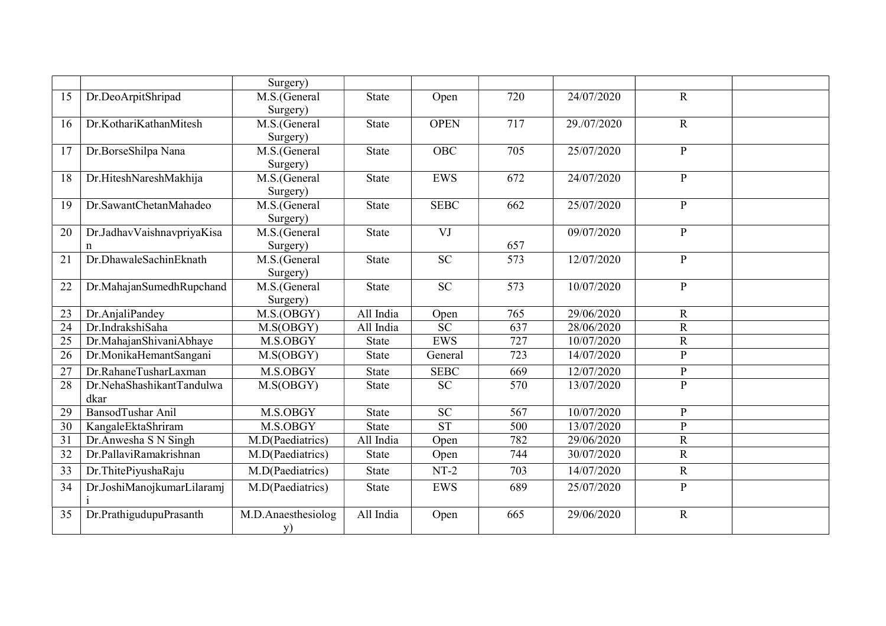| | | | | | | | | |
|---|---|---|---|---|---|---|---|---|
| | | Surgery) | | | | | | |
| 15 | Dr.DeoArpitShripad | M.S.(General Surgery) | State | Open | 720 | 24/07/2020 | R | |
| 16 | Dr.KothariKathanMitesh | M.S.(General Surgery) | State | OPEN | 717 | 29./07/2020 | R | |
| 17 | Dr.BorseShilpa Nana | M.S.(General Surgery) | State | OBC | 705 | 25/07/2020 | P | |
| 18 | Dr.HiteshNareshMakhija | M.S.(General Surgery) | State | EWS | 672 | 24/07/2020 | P | |
| 19 | Dr.SawantChetanMahadeo | M.S.(General Surgery) | State | SEBC | 662 | 25/07/2020 | P | |
| 20 | Dr.JadhavVaishnavpriyaKisan | M.S.(General Surgery) | State | VJ | 657 | 09/07/2020 | P | |
| 21 | Dr.DhawaleSachinEknath | M.S.(General Surgery) | State | SC | 573 | 12/07/2020 | P | |
| 22 | Dr.MahajanSumedhRupchand | M.S.(General Surgery) | State | SC | 573 | 10/07/2020 | P | |
| 23 | Dr.AnjaliPandey | M.S.(OBGY) | All India | Open | 765 | 29/06/2020 | R | |
| 24 | Dr.IndrakshiSaha | M.S(OBGY) | All India | SC | 637 | 28/06/2020 | R | |
| 25 | Dr.MahajanShivaniAbhaye | M.S.OBGY | State | EWS | 727 | 10/07/2020 | R | |
| 26 | Dr.MonikaHemantSangani | M.S(OBGY) | State | General | 723 | 14/07/2020 | P | |
| 27 | Dr.RahaneTusharLaxman | M.S.OBGY | State | SEBC | 669 | 12/07/2020 | P | |
| 28 | Dr.NehaShashikantTandulwadkar | M.S(OBGY) | State | SC | 570 | 13/07/2020 | P | |
| 29 | BansodTushar Anil | M.S.OBGY | State | SC | 567 | 10/07/2020 | P | |
| 30 | KangaleEktaShriram | M.S.OBGY | State | ST | 500 | 13/07/2020 | P | |
| 31 | Dr.Anwesha S N Singh | M.D(Paediatrics) | All India | Open | 782 | 29/06/2020 | R | |
| 32 | Dr.PallaviRamakrishnan | M.D(Paediatrics) | State | Open | 744 | 30/07/2020 | R | |
| 33 | Dr.ThitePiyushaRaju | M.D(Paediatrics) | State | NT-2 | 703 | 14/07/2020 | R | |
| 34 | Dr.JoshiManojkumarLilaramji | M.D(Paediatrics) | State | EWS | 689 | 25/07/2020 | P | |
| 35 | Dr.PrathigudupuPrasanth | M.D.Anaesthesiology) | All India | Open | 665 | 29/06/2020 | R | |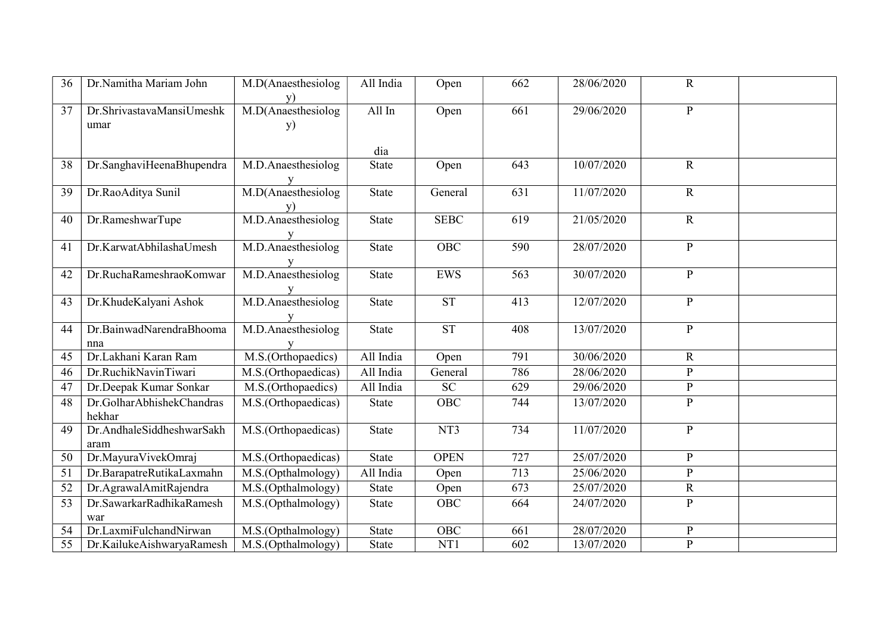| 36 | Dr.Namitha Mariam John | M.D(Anaesthesiology) | All India | Open | 662 | 28/06/2020 | R | |
|---|---|---|---|---|---|---|---|---|
| 37 | Dr.ShrivastavaMansiUmeshkumar | M.D(Anaesthesiology) | All India | Open | 661 | 29/06/2020 | P | |
| 38 | Dr.SanghaviHeenaBhupendra | M.D.Anaesthesiology | State | Open | 643 | 10/07/2020 | R | |
| 39 | Dr.RaoAditya Sunil | M.D(Anaesthesiology) | State | General | 631 | 11/07/2020 | R | |
| 40 | Dr.RameshwarTupe | M.D.Anaesthesiology | State | SEBC | 619 | 21/05/2020 | R | |
| 41 | Dr.KarwatAbhilashaUmesh | M.D.Anaesthesiology | State | OBC | 590 | 28/07/2020 | P | |
| 42 | Dr.RuchaRameshraoKomwar | M.D.Anaesthesiology | State | EWS | 563 | 30/07/2020 | P | |
| 43 | Dr.KhudeKalyani Ashok | M.D.Anaesthesiology | State | ST | 413 | 12/07/2020 | P | |
| 44 | Dr.BainwadNarendraBhoomanna | M.D.Anaesthesiology | State | ST | 408 | 13/07/2020 | P | |
| 45 | Dr.Lakhani Karan Ram | M.S.(Orthopaedics) | All India | Open | 791 | 30/06/2020 | R | |
| 46 | Dr.RuchikNavinTiwari | M.S.(Orthopaedicas) | All India | General | 786 | 28/06/2020 | P | |
| 47 | Dr.Deepak Kumar Sonkar | M.S.(Orthopaedics) | All India | SC | 629 | 29/06/2020 | P | |
| 48 | Dr.GolharAbhishekChandrashekhar | M.S.(Orthopaedicas) | State | OBC | 744 | 13/07/2020 | P | |
| 49 | Dr.AndhaleSiddheshwarSakharam | M.S.(Orthopaedicas) | State | NT3 | 734 | 11/07/2020 | P | |
| 50 | Dr.MayuraVivekOmraj | M.S.(Orthopaedicas) | State | OPEN | 727 | 25/07/2020 | P | |
| 51 | Dr.BarapatreRutikaLaxmahn | M.S.(Opthalmology) | All India | Open | 713 | 25/06/2020 | P | |
| 52 | Dr.AgrawalAmitRajendra | M.S.(Opthalmology) | State | Open | 673 | 25/07/2020 | R | |
| 53 | Dr.SawarkarRadhikaRameshwar | M.S.(Opthalmology) | State | OBC | 664 | 24/07/2020 | P | |
| 54 | Dr.LaxmiFulchandNirwan | M.S.(Opthalmology) | State | OBC | 661 | 28/07/2020 | P | |
| 55 | Dr.KailukeAishwaryaRamesh | M.S.(Opthalmology) | State | NT1 | 602 | 13/07/2020 | P | |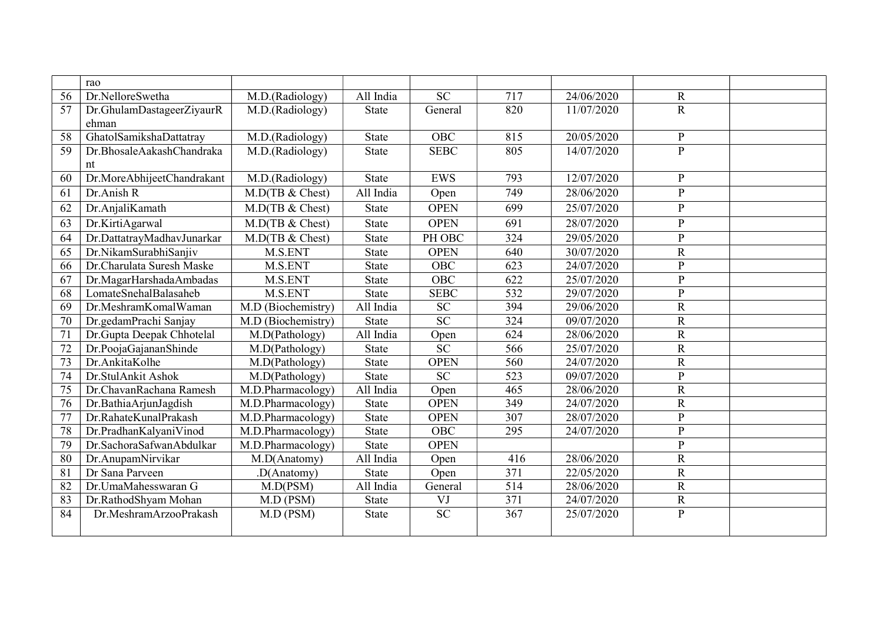|  |  |  |  |  |  |  |  |  |
|---|---|---|---|---|---|---|---|---|
|  | rao |  |  |  |  |  |  |  |
| 56 | Dr.NelloreSwetha | M.D.(Radiology) | All India | SC | 717 | 24/06/2020 | R |  |
| 57 | Dr.GhulamDastageerZiyaurRehman | M.D.(Radiology) | State | General | 820 | 11/07/2020 | R |  |
| 58 | GhatolSamikshaDattatray | M.D.(Radiology) | State | OBC | 815 | 20/05/2020 | P |  |
| 59 | Dr.BhosaleAakashChandrakant | M.D.(Radiology) | State | SEBC | 805 | 14/07/2020 | P |  |
| 60 | Dr.MoreAbhijeetChandrakant | M.D.(Radiology) | State | EWS | 793 | 12/07/2020 | P |  |
| 61 | Dr.Anish R | M.D(TB & Chest) | All India | Open | 749 | 28/06/2020 | P |  |
| 62 | Dr.AnjaliKamath | M.D(TB & Chest) | State | OPEN | 699 | 25/07/2020 | P |  |
| 63 | Dr.KirtiAgarwal | M.D(TB & Chest) | State | OPEN | 691 | 28/07/2020 | P |  |
| 64 | Dr.DattatrayMadhavJunarkar | M.D(TB & Chest) | State | PH OBC | 324 | 29/05/2020 | P |  |
| 65 | Dr.NikamSurabhiSanjiv | M.S.ENT | State | OPEN | 640 | 30/07/2020 | R |  |
| 66 | Dr.Charulata Suresh Maske | M.S.ENT | State | OBC | 623 | 24/07/2020 | P |  |
| 67 | Dr.MagarHarshadaAmbadas | M.S.ENT | State | OBC | 622 | 25/07/2020 | P |  |
| 68 | LomateSnehalBalasaheb | M.S.ENT | State | SEBC | 532 | 29/07/2020 | P |  |
| 69 | Dr.MeshramKomalWaman | M.D (Biochemistry) | All India | SC | 394 | 29/06/2020 | R |  |
| 70 | Dr.gedamPrachi Sanjay | M.D (Biochemistry) | State | SC | 324 | 09/07/2020 | R |  |
| 71 | Dr.Gupta Deepak Chhotelal | M.D(Pathology) | All India | Open | 624 | 28/06/2020 | R |  |
| 72 | Dr.PoojaGajananShinde | M.D(Pathology) | State | SC | 566 | 25/07/2020 | R |  |
| 73 | Dr.AnkitaKolhe | M.D(Pathology) | State | OPEN | 560 | 24/07/2020 | R |  |
| 74 | Dr.StulAnkit Ashok | M.D(Pathology) | State | SC | 523 | 09/07/2020 | P |  |
| 75 | Dr.ChavanRachana Ramesh | M.D.Pharmacology) | All India | Open | 465 | 28/06/2020 | R |  |
| 76 | Dr.BathiaArjunJagdish | M.D.Pharmacology) | State | OPEN | 349 | 24/07/2020 | R |  |
| 77 | Dr.RahateKunalPrakash | M.D.Pharmacology) | State | OPEN | 307 | 28/07/2020 | P |  |
| 78 | Dr.PradhanKalyaniVinod | M.D.Pharmacology) | State | OBC | 295 | 24/07/2020 | P |  |
| 79 | Dr.SachoraSafwanAbdulkar | M.D.Pharmacology) | State | OPEN |  |  | P |  |
| 80 | Dr.AnupamNirvikar | M.D(Anatomy) | All India | Open | 416 | 28/06/2020 | R |  |
| 81 | Dr Sana Parveen | .D(Anatomy) | State | Open | 371 | 22/05/2020 | R |  |
| 82 | Dr.UmaMahesswaran G | M.D(PSM) | All India | General | 514 | 28/06/2020 | R |  |
| 83 | Dr.RathodShyam Mohan | M.D (PSM) | State | VJ | 371 | 24/07/2020 | R |  |
| 84 | Dr.MeshramArzooPrakash | M.D (PSM) | State | SC | 367 | 25/07/2020 | P |  |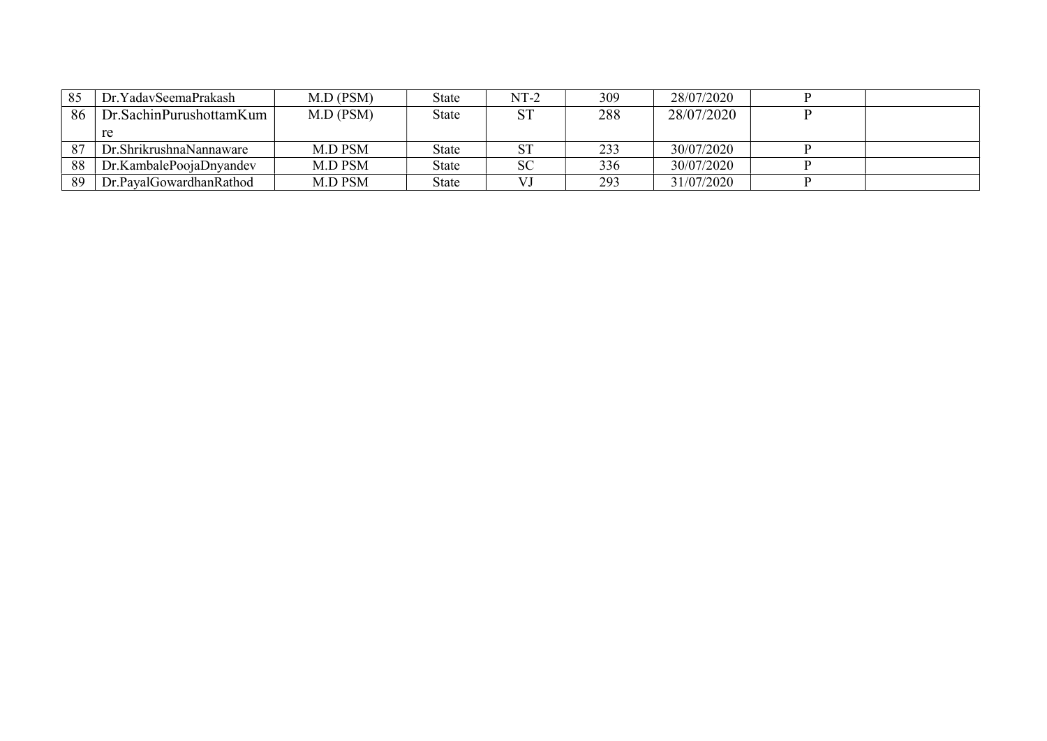| | | | | | | | | |
|---|---|---|---|---|---|---|---|---|
| 85 | Dr.YadavSeemaPrakash | M.D (PSM) | State | NT-2 | 309 | 28/07/2020 | P | |
| 86 | Dr.SachinPurushottamKumre | M.D (PSM) | State | ST | 288 | 28/07/2020 | P | |
| 87 | Dr.ShrikrushnaNannaware | M.D PSM | State | ST | 233 | 30/07/2020 | P | |
| 88 | Dr.KambalePoojaDnyandev | M.D PSM | State | SC | 336 | 30/07/2020 | P | |
| 89 | Dr.PayalGowardhanRathod | M.D PSM | State | VJ | 293 | 31/07/2020 | P | |